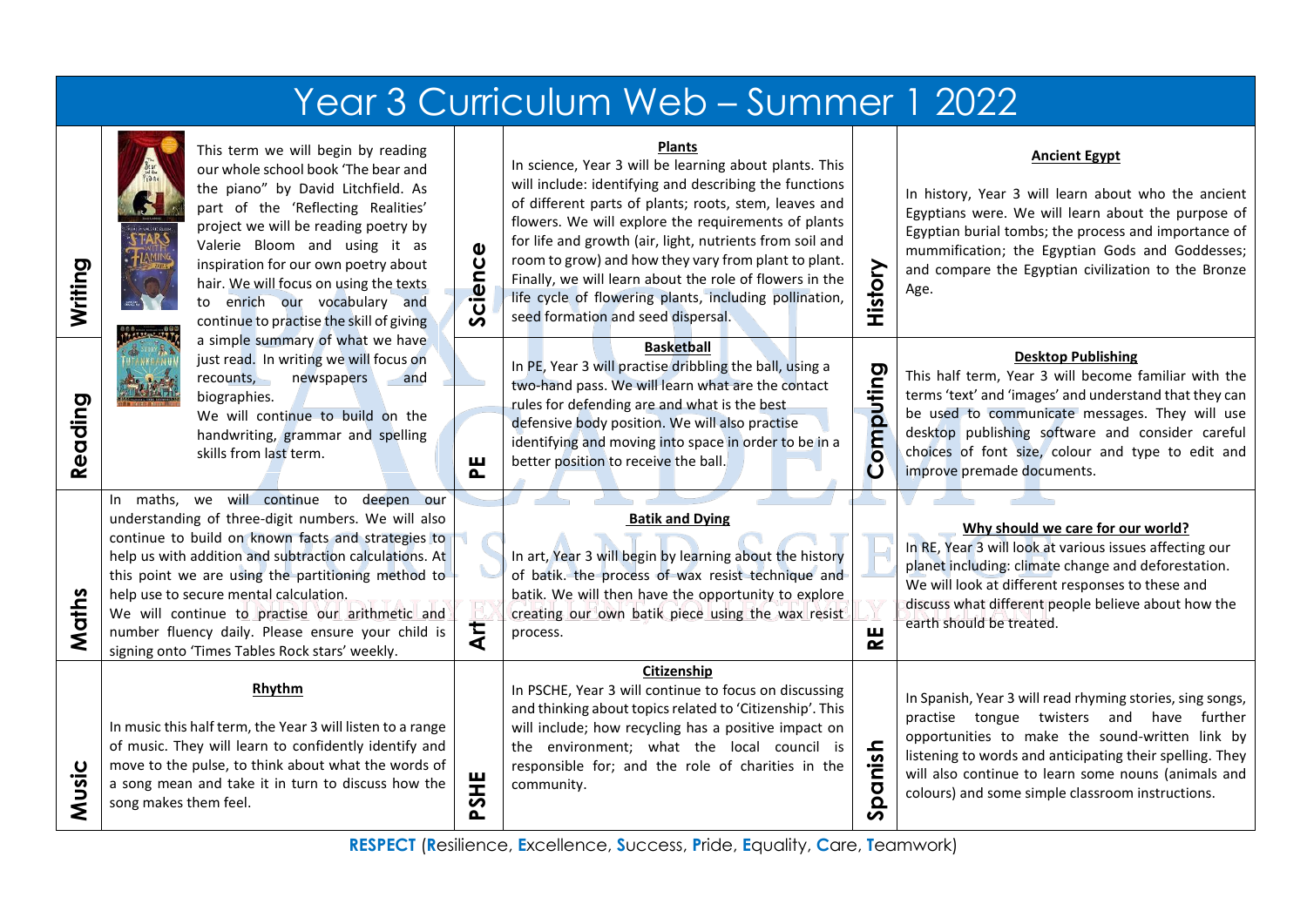# Year 3 Curriculum Web – Summer 1 2022

## Writing / Reading

This term we will begin by reading our whole school book 'The bear and the piano" by David Litchfield. As part of the 'Reflecting Realities' project we will be reading poetry by Valerie Bloom and using it as inspiration for our own poetry about hair. We will focus on using the texts to enrich our vocabulary and continue to practise the skill of giving a simple summary of what we have just read. In writing we will focus on recounts, newspapers and biographies.

We will continue to build on the handwriting, grammar and spelling skills from last term.

## Science

**Plants**

In science, Year 3 will be learning about plants. This will include: identifying and describing the functions of different parts of plants; roots, stem, leaves and flowers. We will explore the requirements of plants for life and growth (air, light, nutrients from soil and room to grow) and how they vary from plant to plant. Finally, we will learn about the role of flowers in the life cycle of flowering plants, including pollination, seed formation and seed dispersal.

## History

**Ancient Egypt**

In history, Year 3 will learn about who the ancient Egyptians were. We will learn about the purpose of Egyptian burial tombs; the process and importance of mummification; the Egyptian Gods and Goddesses; and compare the Egyptian civilization to the Bronze Age.

## PE

**Basketball**

In PE, Year 3 will practise dribbling the ball, using a two-hand pass. We will learn what are the contact rules for defending are and what is the best defensive body position. We will also practise identifying and moving into space in order to be in a better position to receive the ball.

## Computing

**Desktop Publishing**

This half term, Year 3 will become familiar with the terms 'text' and 'images' and understand that they can be used to communicate messages. They will use desktop publishing software and consider careful choices of font size, colour and type to edit and improve premade documents.

## Maths

In maths, we will continue to deepen our understanding of three-digit numbers. We will also continue to build on known facts and strategies to help us with addition and subtraction calculations. At this point we are using the partitioning method to help use to secure mental calculation.

We will continue to practise our arithmetic and number fluency daily. Please ensure your child is signing onto 'Times Tables Rock stars' weekly.

## Art

**Batik and Dying**

In art, Year 3 will begin by learning about the history of batik. the process of wax resist technique and batik. We will then have the opportunity to explore creating our own batik piece using the wax resist process.

## RE

**Why should we care for our world?**

In RE, Year 3 will look at various issues affecting our planet including: climate change and deforestation. We will look at different responses to these and discuss what different people believe about how the earth should be treated.

## Music

**Rhythm**

In music this half term, the Year 3 will listen to a range of music. They will learn to confidently identify and move to the pulse, to think about what the words of a song mean and take it in turn to discuss how the song makes them feel.

## PSHE

**Citizenship**

In PSCHE, Year 3 will continue to focus on discussing and thinking about topics related to 'Citizenship'. This will include; how recycling has a positive impact on the environment; what the local council is responsible for; and the role of charities in the community.

## Spanish

In Spanish, Year 3 will read rhyming stories, sing songs, practise tongue twisters and have further opportunities to make the sound-written link by listening to words and anticipating their spelling. They will also continue to learn some nouns (animals and colours) and some simple classroom instructions.

**RESPECT** (**R**esilience, **E**xcellence, **S**uccess, **P**ride, **E**quality, **C**are, **T**eamwork)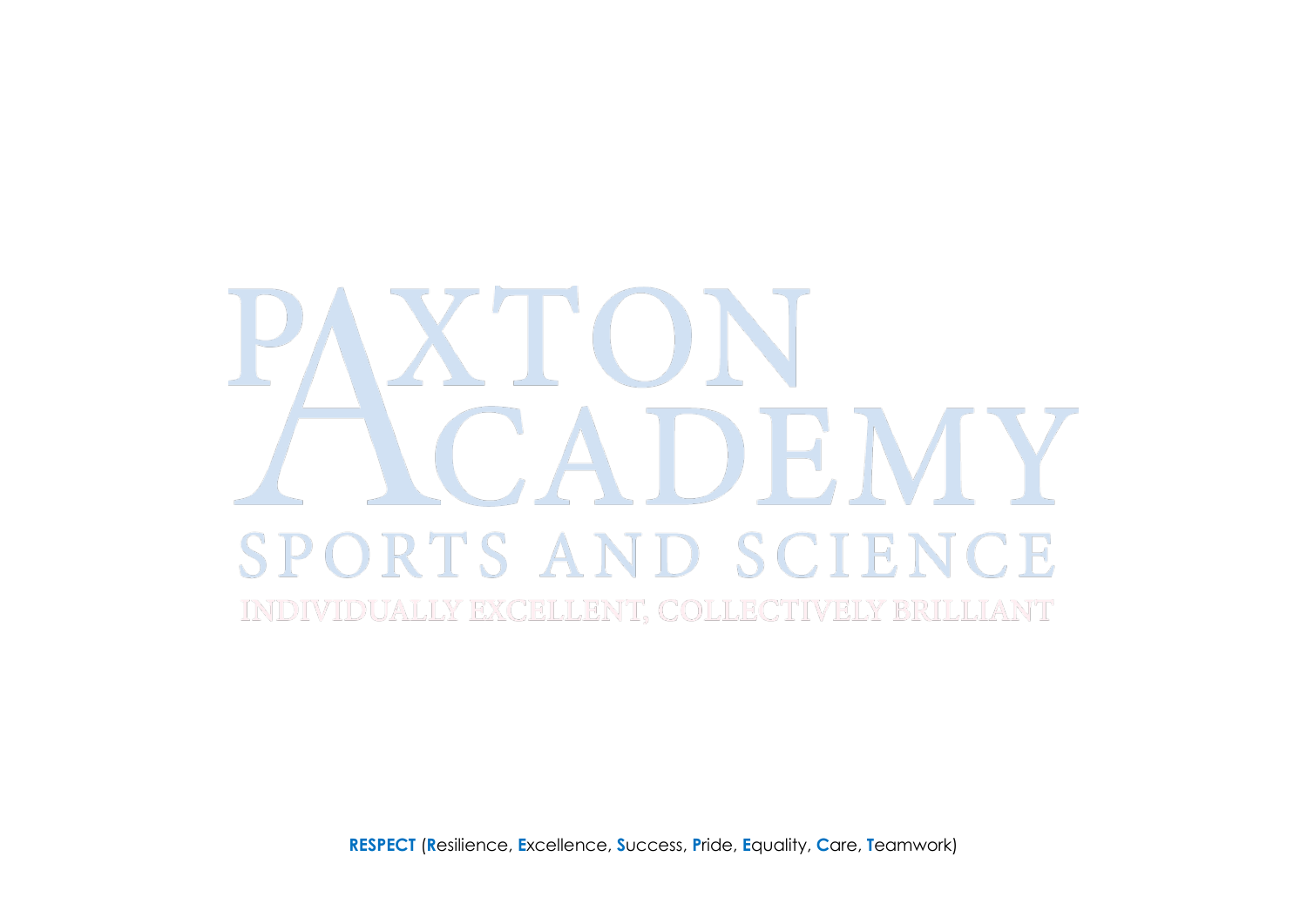PAXTON ACADEMY

SPORTS AND SCIENCE

INDIVIDUALLY EXCELLENT, COLLECTIVELY BRILLIANT

**RESPECT** (**R**esilience, **E**xcellence, **S**uccess, **P**ride, **E**quality, **C**are, **T**eamwork)